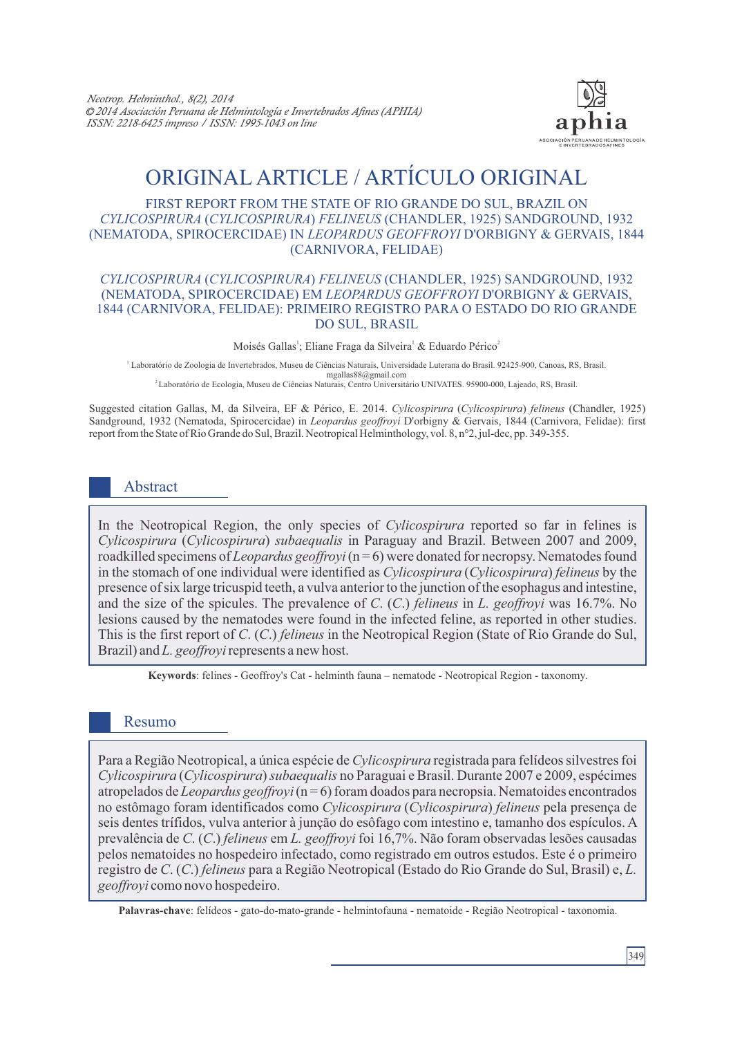# ORIGINAL ARTICLE / ARTÍCULO ORIGINAL

## FIRST REPORT FROM THE STATE OF RIO GRANDE DO SUL, BRAZIL ON *CYLICOSPIRURA* (*CYLICOSPIRURA*) *FELINEUS* (CHANDLER, 1925) SANDGROUND, 1932 (NEMATODA, SPIROCERCIDAE) IN *LEOPARDUS GEOFFROYI* D'ORBIGNY & GERVAIS, 1844 (CARNIVORA, FELIDAE)

## *CYLICOSPIRURA* (*CYLICOSPIRURA*) *FELINEUS* (CHANDLER, 1925) SANDGROUND, 1932 (NEMATODA, SPIROCERCIDAE) EM *LEOPARDUS GEOFFROYI* D'ORBIGNY & GERVAIS, 1844 (CARNIVORA, FELIDAE): PRIMEIRO REGISTRO PARA O ESTADO DO RIO GRANDE DO SUL, BRASIL

Moisés Gallas[1]; Eliane Fraga da Silveira[1] & Eduardo Périco[2]

[1] Laboratório de Zoologia de Invertebrados, Museu de Ciências Naturais, Universidade Luterana do Brasil. 92425-900, Canoas, RS, Brasil. mgallas88@gmail.com

[2] Laboratório de Ecologia, Museu de Ciências Naturais, Centro Universitário UNIVATES. 95900-000, Lajeado, RS, Brasil.

Suggested citation Gallas, M, da Silveira, EF & Périco, E. 2014. *Cylicospirura* (*Cylicospirura*) *felineus* (Chandler, 1925) Sandground, 1932 (Nematoda, Spirocercidae) in *Leopardus geoffroyi* D'orbigny & Gervais, 1844 (Carnivora, Felidae): first report from the State of Rio Grande do Sul, Brazil. Neotropical Helminthology, vol. 8, n°2, jul-dec, pp. 349-355.

## Abstract

In the Neotropical Region, the only species of *Cylicospirura* reported so far in felines is *Cylicospirura* (*Cylicospirura*) *subaequalis* in Paraguay and Brazil. Between 2007 and 2009, roadkilled specimens of *Leopardus geoffroyi* (n = 6) were donated for necropsy. Nematodes found in the stomach of one individual were identified as *Cylicospirura* (*Cylicospirura*) *felineus* by the presence of six large tricuspid teeth, a vulva anterior to the junction of the esophagus and intestine, and the size of the spicules. The prevalence of *C.* (*C.*) *felineus* in *L. geoffroyi* was 16.7%. No lesions caused by the nematodes were found in the infected feline, as reported in other studies. This is the first report of *C.* (*C.*) *felineus* in the Neotropical Region (State of Rio Grande do Sul, Brazil) and *L. geoffroyi* represents a new host.

**Keywords**: felines - Geoffroy's Cat - helminth fauna – nematode - Neotropical Region - taxonomy.

## Resumo

Para a Região Neotropical, a única espécie de *Cylicospirura* registrada para felídeos silvestres foi *Cylicospirura* (*Cylicospirura*) *subaequalis* no Paraguai e Brasil. Durante 2007 e 2009, espécimes atropelados de *Leopardus geoffroyi* (n = 6) foram doados para necropsia. Nematoides encontrados no estômago foram identificados como *Cylicospirura* (*Cylicospirura*) *felineus* pela presença de seis dentes trífidos, vulva anterior à junção do esôfago com intestino e, tamanho dos espículos. A prevalência de *C.* (*C.*) *felineus* em *L. geoffroyi* foi 16,7%. Não foram observadas lesões causadas pelos nematoides no hospedeiro infectado, como registrado em outros estudos. Este é o primeiro registro de *C.* (*C.*) *felineus* para a Região Neotropical (Estado do Rio Grande do Sul, Brasil) e, *L. geoffroyi* como novo hospedeiro.

**Palavras-chave**: felídeos - gato-do-mato-grande - helmintofauna - nematoide - Região Neotropical - taxonomia.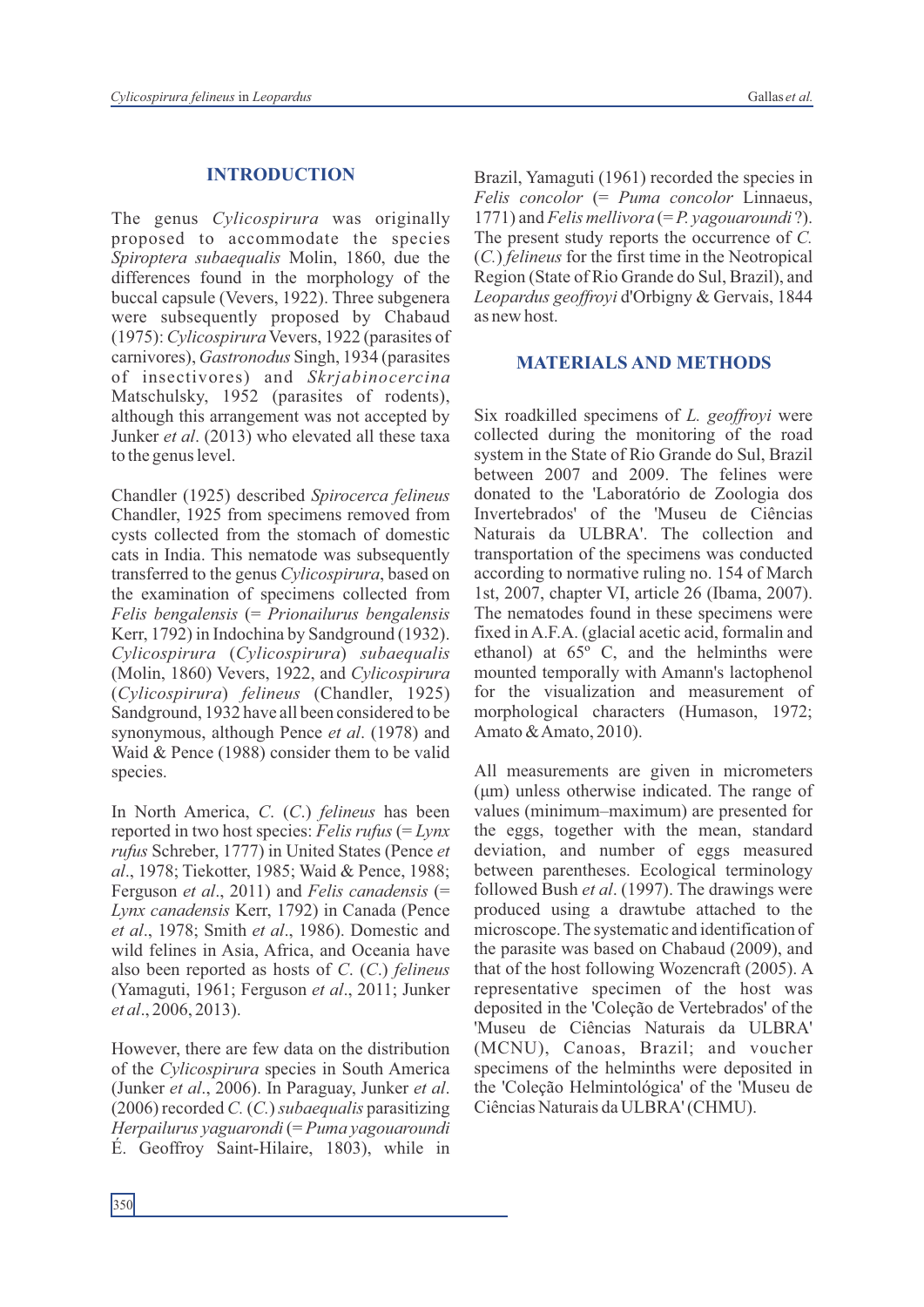## INTRODUCTION

The genus *Cylicospirura* was originally proposed to accommodate the species *Spiroptera subaequalis* Molin, 1860, due the differences found in the morphology of the buccal capsule (Vevers, 1922). Three subgenera were subsequently proposed by Chabaud (1975): *Cylicospirura* Vevers, 1922 (parasites of carnivores), *Gastronodus* Singh, 1934 (parasites of insectivores) and *Skrjabinocercina* Matschulsky, 1952 (parasites of rodents), although this arrangement was not accepted by Junker *et al*. (2013) who elevated all these taxa to the genus level.

Chandler (1925) described *Spirocerca felineus* Chandler, 1925 from specimens removed from cysts collected from the stomach of domestic cats in India. This nematode was subsequently transferred to the genus *Cylicospirura*, based on the examination of specimens collected from *Felis bengalensis* (= *Prionailurus bengalensis* Kerr, 1792) in Indochina by Sandground (1932). *Cylicospirura* (*Cylicospirura*) *subaequalis* (Molin, 1860) Vevers, 1922, and *Cylicospirura* (*Cylicospirura*) *felineus* (Chandler, 1925) Sandground, 1932 have all been considered to be synonymous, although Pence *et al*. (1978) and Waid & Pence (1988) consider them to be valid species.

In North America, *C*. (*C*.) *felineus* has been reported in two host species: *Felis rufus* (= *Lynx rufus* Schreber, 1777) in United States (Pence *et al*., 1978; Tiekotter, 1985; Waid & Pence, 1988; Ferguson *et al*., 2011) and *Felis canadensis* (= *Lynx canadensis* Kerr, 1792) in Canada (Pence *et al*., 1978; Smith *et al*., 1986). Domestic and wild felines in Asia, Africa, and Oceania have also been reported as hosts of *C*. (*C*.) *felineus* (Yamaguti, 1961; Ferguson *et al*., 2011; Junker *et al*., 2006, 2013).

However, there are few data on the distribution of the *Cylicospirura* species in South America (Junker *et al*., 2006). In Paraguay, Junker *et al*. (2006) recorded *C*. (*C*.) *subaequalis* parasitizing *Herpailurus yaguarondi* (= *Puma yagouaroundi* É. Geoffroy Saint-Hilaire, 1803), while in Brazil, Yamaguti (1961) recorded the species in *Felis concolor* (= *Puma concolor* Linnaeus, 1771) and *Felis mellivora* (= *P. yagouaroundi* ?). The present study reports the occurrence of *C.* (*C.*) *felineus* for the first time in the Neotropical Region (State of Rio Grande do Sul, Brazil), and *Leopardus geoffroyi* d'Orbigny & Gervais, 1844 as new host.

## MATERIALS AND METHODS

Six roadkilled specimens of *L. geoffroyi* were collected during the monitoring of the road system in the State of Rio Grande do Sul, Brazil between 2007 and 2009. The felines were donated to the 'Laboratório de Zoologia dos Invertebrados' of the 'Museu de Ciências Naturais da ULBRA'. The collection and transportation of the specimens was conducted according to normative ruling no. 154 of March 1st, 2007, chapter VI, article 26 (Ibama, 2007). The nematodes found in these specimens were fixed in A.F.A. (glacial acetic acid, formalin and ethanol) at 65º C, and the helminths were mounted temporally with Amann's lactophenol for the visualization and measurement of morphological characters (Humason, 1972; Amato & Amato, 2010).

All measurements are given in micrometers (µm) unless otherwise indicated. The range of values (minimum–maximum) are presented for the eggs, together with the mean, standard deviation, and number of eggs measured between parentheses. Ecological terminology followed Bush *et al*. (1997). The drawings were produced using a drawtube attached to the microscope. The systematic and identification of the parasite was based on Chabaud (2009), and that of the host following Wozencraft (2005). A representative specimen of the host was deposited in the 'Coleção de Vertebrados' of the 'Museu de Ciências Naturais da ULBRA' (MCNU), Canoas, Brazil; and voucher specimens of the helminths were deposited in the 'Coleção Helmintológica' of the 'Museu de Ciências Naturais da ULBRA' (CHMU).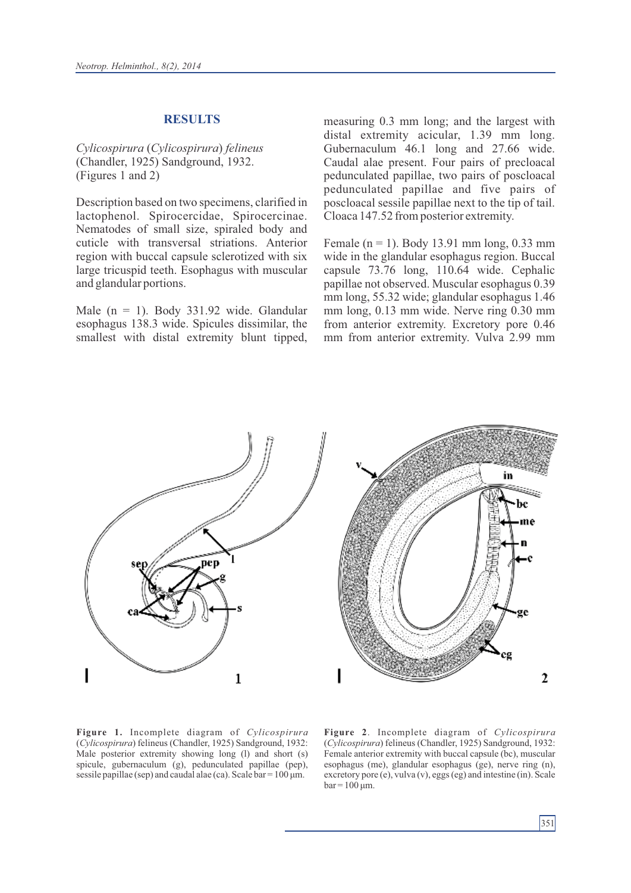## RESULTS

*Cylicospirura* (*Cylicospirura*) *felineus* (Chandler, 1925) Sandground, 1932. (Figures 1 and 2)

Description based on two specimens, clarified in lactophenol. Spirocercidae, Spirocercinae. Nematodes of small size, spiraled body and cuticle with transversal striations. Anterior region with buccal capsule sclerotized with six large tricuspid teeth. Esophagus with muscular and glandular portions.

Male (n = 1). Body 331.92 wide. Glandular esophagus 138.3 wide. Spicules dissimilar, the smallest with distal extremity blunt tipped, measuring 0.3 mm long; and the largest with distal extremity acicular, 1.39 mm long. Gubernaculum 46.1 long and 27.66 wide. Caudal alae present. Four pairs of precloacal pedunculated papillae, two pairs of poscloacal pedunculated papillae and five pairs of poscloacal sessile papillae next to the tip of tail. Cloaca 147.52 from posterior extremity.

Female (n = 1). Body 13.91 mm long, 0.33 mm wide in the glandular esophagus region. Buccal capsule 73.76 long, 110.64 wide. Cephalic papillae not observed. Muscular esophagus 0.39 mm long, 55.32 wide; glandular esophagus 1.46 mm long, 0.13 mm wide. Nerve ring 0.30 mm from anterior extremity. Excretory pore 0.46 mm from anterior extremity. Vulva 2.99 mm

**Figure 1.** Incomplete diagram of *Cylicospirura* (*Cylicospirura*) felineus (Chandler, 1925) Sandground, 1932: Male posterior extremity showing long (l) and short (s) spicule, gubernaculum (g), pedunculated papillae (pep), sessile papillae (sep) and caudal alae (ca). Scale bar = 100 µm.

**Figure 2.** Incomplete diagram of *Cylicospirura* (*Cylicospirura*) felineus (Chandler, 1925) Sandground, 1932: Female anterior extremity with buccal capsule (bc), muscular esophagus (me), glandular esophagus (ge), nerve ring (n), excretory pore (e), vulva (v), eggs (eg) and intestine (in). Scale bar = 100 µm.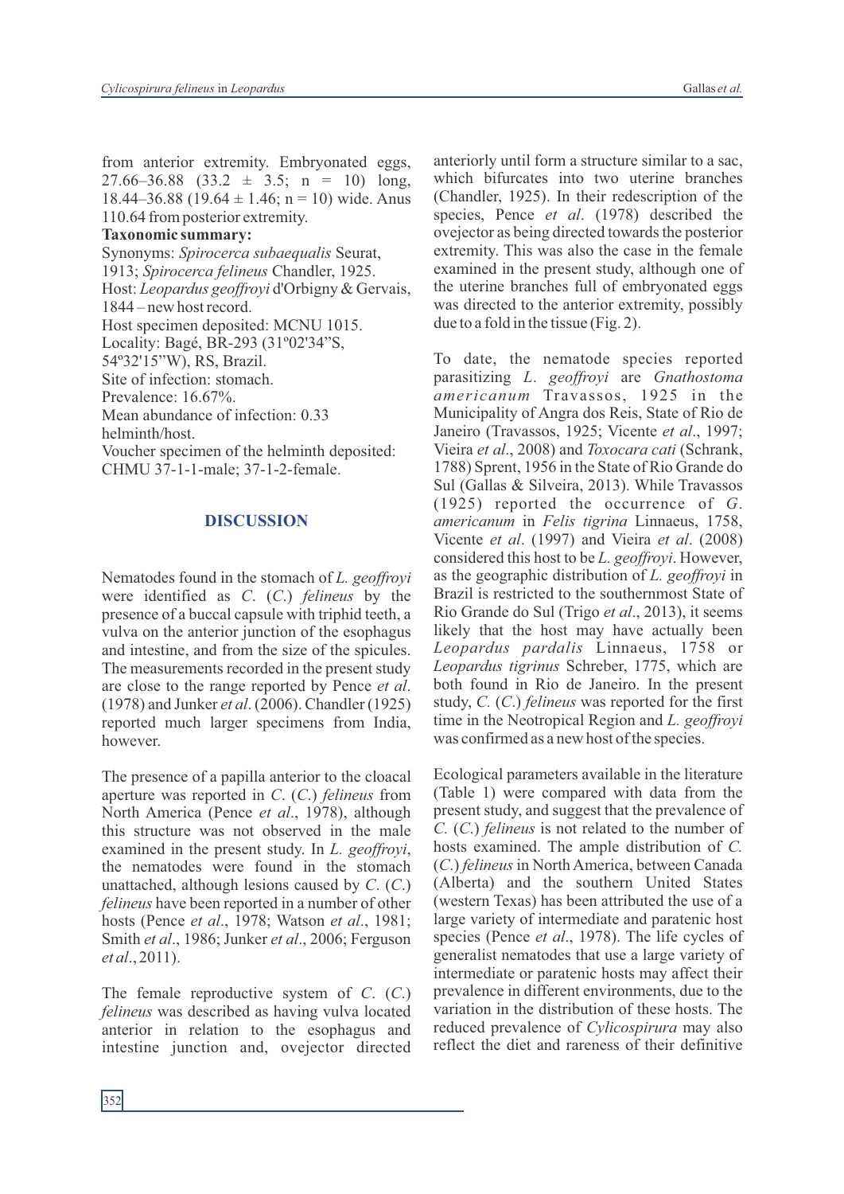from anterior extremity. Embryonated eggs, 27.66–36.88 (33.2 ± 3.5; n = 10) long, 18.44–36.88 (19.64 ± 1.46; n = 10) wide. Anus 110.64 from posterior extremity.

**Taxonomic summary:**

Synonyms: *Spirocerca subaequalis* Seurat, 1913; *Spirocerca felineus* Chandler, 1925.
Host: *Leopardus geoffroyi* d'Orbigny & Gervais, 1844 – new host record.
Host specimen deposited: MCNU 1015.
Locality: Bagé, BR-293 (31º02'34"S, 54º32'15"W), RS, Brazil.
Site of infection: stomach.
Prevalence: 16.67%.
Mean abundance of infection: 0.33 helminth/host.
Voucher specimen of the helminth deposited: CHMU 37-1-1-male; 37-1-2-female.

## DISCUSSION

Nematodes found in the stomach of *L. geoffroyi* were identified as *C.* (*C.*) *felineus* by the presence of a buccal capsule with triphid teeth, a vulva on the anterior junction of the esophagus and intestine, and from the size of the spicules. The measurements recorded in the present study are close to the range reported by Pence *et al*. (1978) and Junker *et al*. (2006). Chandler (1925) reported much larger specimens from India, however.

The presence of a papilla anterior to the cloacal aperture was reported in *C.* (*C.*) *felineus* from North America (Pence *et al*., 1978), although this structure was not observed in the male examined in the present study. In *L. geoffroyi*, the nematodes were found in the stomach unattached, although lesions caused by *C.* (*C.*) *felineus* have been reported in a number of other hosts (Pence *et al*., 1978; Watson *et al*., 1981; Smith *et al*., 1986; Junker *et al*., 2006; Ferguson *et al*., 2011).

The female reproductive system of *C.* (*C.*) *felineus* was described as having vulva located anterior in relation to the esophagus and intestine junction and, ovejector directed anteriorly until form a structure similar to a sac, which bifurcates into two uterine branches (Chandler, 1925). In their redescription of the species, Pence *et al*. (1978) described the ovejector as being directed towards the posterior extremity. This was also the case in the female examined in the present study, although one of the uterine branches full of embryonated eggs was directed to the anterior extremity, possibly due to a fold in the tissue (Fig. 2).

To date, the nematode species reported parasitizing *L. geoffroyi* are *Gnathostoma americanum* Travassos, 1925 in the Municipality of Angra dos Reis, State of Rio de Janeiro (Travassos, 1925; Vicente *et al*., 1997; Vieira *et al*., 2008) and *Toxocara cati* (Schrank, 1788) Sprent, 1956 in the State of Rio Grande do Sul (Gallas & Silveira, 2013). While Travassos (1925) reported the occurrence of *G. americanum* in *Felis tigrina* Linnaeus, 1758, Vicente *et al*. (1997) and Vieira *et al*. (2008) considered this host to be *L. geoffroyi*. However, as the geographic distribution of *L. geoffroyi* in Brazil is restricted to the southernmost State of Rio Grande do Sul (Trigo *et al*., 2013), it seems likely that the host may have actually been *Leopardus pardalis* Linnaeus, 1758 or *Leopardus tigrinus* Schreber, 1775, which are both found in Rio de Janeiro. In the present study, *C.* (*C.*) *felineus* was reported for the first time in the Neotropical Region and *L. geoffroyi* was confirmed as a new host of the species.

Ecological parameters available in the literature (Table 1) were compared with data from the present study, and suggest that the prevalence of *C.* (*C.*) *felineus* is not related to the number of hosts examined. The ample distribution of *C.* (*C.*) *felineus* in North America, between Canada (Alberta) and the southern United States (western Texas) has been attributed the use of a large variety of intermediate and paratenic host species (Pence *et al*., 1978). The life cycles of generalist nematodes that use a large variety of intermediate or paratenic hosts may affect their prevalence in different environments, due to the variation in the distribution of these hosts. The reduced prevalence of *Cylicospirura* may also reflect the diet and rareness of their definitive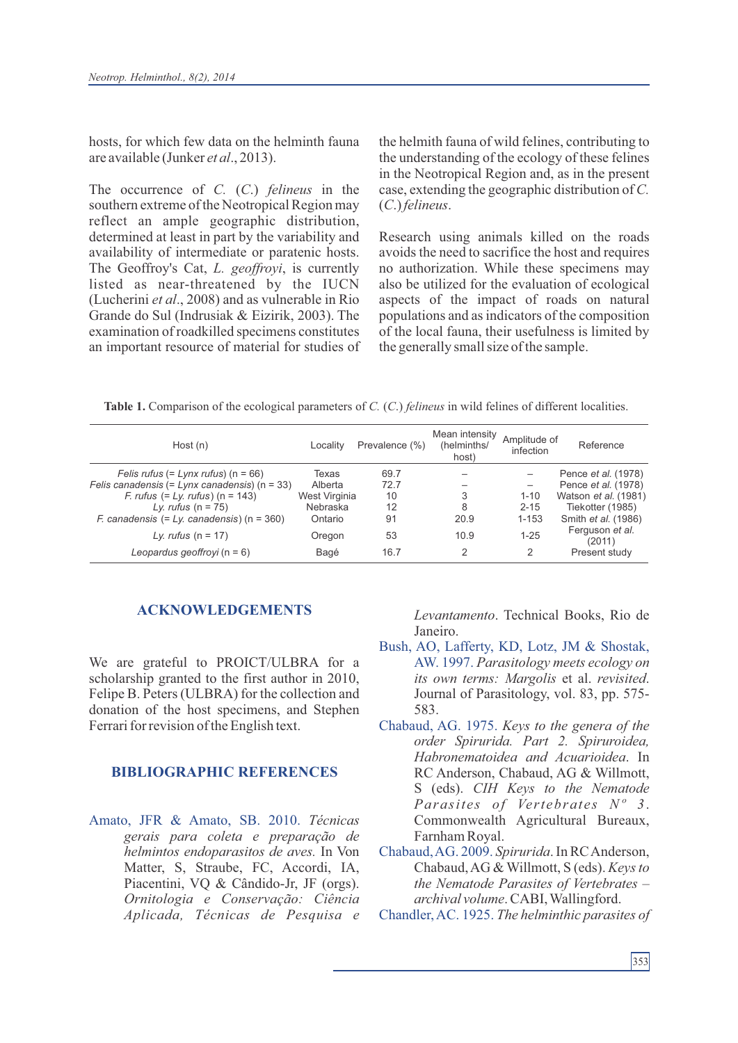hosts, for which few data on the helminth fauna are available (Junker *et al*., 2013).

The occurrence of *C.* (*C.*) *felineus* in the southern extreme of the Neotropical Region may reflect an ample geographic distribution, determined at least in part by the variability and availability of intermediate or paratenic hosts. The Geoffroy's Cat, *L. geoffroyi*, is currently listed as near-threatened by the IUCN (Lucherini *et al*., 2008) and as vulnerable in Rio Grande do Sul (Indrusiak & Eizirik, 2003). The examination of roadkilled specimens constitutes an important resource of material for studies of the helmith fauna of wild felines, contributing to the understanding of the ecology of these felines in the Neotropical Region and, as in the present case, extending the geographic distribution of *C.* (*C.*) *felineus*.

Research using animals killed on the roads avoids the need to sacrifice the host and requires no authorization. While these specimens may also be utilized for the evaluation of ecological aspects of the impact of roads on natural populations and as indicators of the composition of the local fauna, their usefulness is limited by the generally small size of the sample.

**Table 1.** Comparison of the ecological parameters of *C.* (*C.*) *felineus* in wild felines of different localities.

| Host (n) | Locality | Prevalence (%) | Mean intensity (helminths/ host) | Amplitude of infection | Reference |
|---|---|---|---|---|---|
| *Felis rufus* (= *Lynx rufus*) (n = 66) | Texas | 69.7 | – | – | Pence *et al.* (1978) |
| *Felis canadensis* (= *Lynx canadensis*) (n = 33) | Alberta | 72.7 | – | – | Pence *et al.* (1978) |
| *F. rufus* (= *Ly. rufus*) (n = 143) | West Virginia | 10 | 3 | 1-10 | Watson *et al.* (1981) |
| *Ly. rufus* (n = 75) | Nebraska | 12 | 8 | 2-15 | Tiekotter (1985) |
| *F. canadensis* (= *Ly. canadensis*) (n = 360) | Ontario | 91 | 20.9 | 1-153 | Smith *et al.* (1986) |
| *Ly. rufus* (n = 17) | Oregon | 53 | 10.9 | 1-25 | Ferguson *et al.* (2011) |
| *Leopardus geoffroyi* (n = 6) | Bagé | 16.7 | 2 | 2 | Present study |

## ACKNOWLEDGEMENTS

We are grateful to PROICT/ULBRA for a scholarship granted to the first author in 2010, Felipe B. Peters (ULBRA) for the collection and donation of the host specimens, and Stephen Ferrari for revision of the English text.

## BIBLIOGRAPHIC REFERENCES

Amato, JFR & Amato, SB. 2010. *Técnicas gerais para coleta e preparação de helmintos endoparasitos de aves.* In Von Matter, S, Straube, FC, Accordi, IA, Piacentini, VQ & Cândido-Jr, JF (orgs). *Ornitologia e Conservação: Ciência Aplicada, Técnicas de Pesquisa e Levantamento*. Technical Books, Rio de Janeiro.

Bush, AO, Lafferty, KD, Lotz, JM & Shostak, AW. 1997. *Parasitology meets ecology on its own terms: Margolis* et al. *revisited*. Journal of Parasitology, vol. 83, pp. 575-583.

Chabaud, AG. 1975. *Keys to the genera of the order Spirurida. Part 2. Spiruroidea, Habronematoidea and Acuarioidea*. In RC Anderson, Chabaud, AG & Willmott, S (eds). *CIH Keys to the Nematode Parasites of Vertebrates Nº 3*. Commonwealth Agricultural Bureaux, Farnham Royal.

Chabaud, AG. 2009. *Spirurida*. In RC Anderson, Chabaud, AG & Willmott, S (eds). *Keys to the Nematode Parasites of Vertebrates – archival volume*. CABI, Wallingford.

Chandler, AC. 1925. *The helminthic parasites of*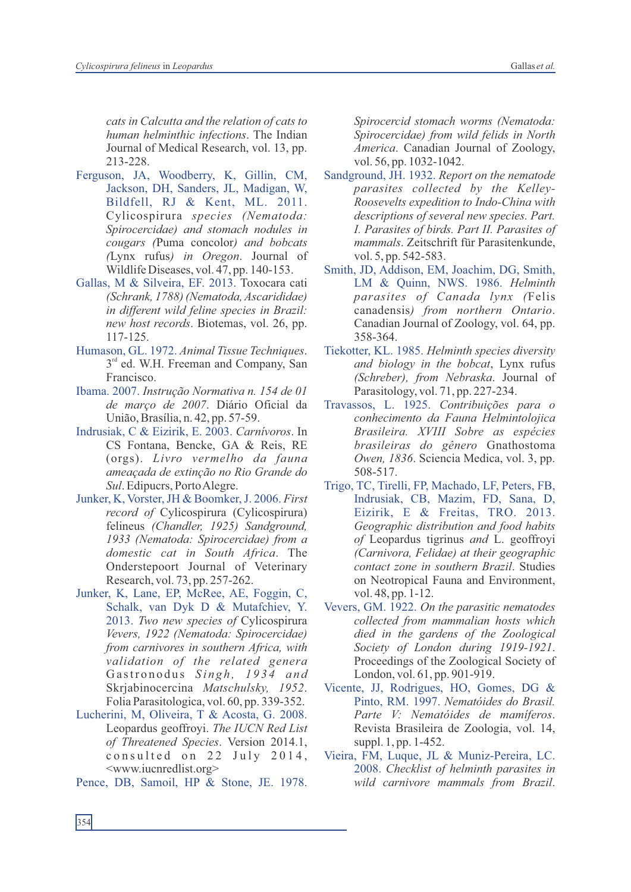*cats in Calcutta and the relation of cats to human helminthic infections*. The Indian Journal of Medical Research, vol. 13, pp. 213-228.

Ferguson, JA, Woodberry, K, Gillin, CM, Jackson, DH, Sanders, JL, Madigan, W, Bildfell, RJ & Kent, ML. 2011. Cylicospirura *species (Nematoda: Spirocercidae) and stomach nodules in cougars (*Puma concolor*) and bobcats (*Lynx rufus*) in Oregon*. Journal of Wildlife Diseases, vol. 47, pp. 140-153.

Gallas, M & Silveira, EF. 2013. Toxocara cati *(Schrank, 1788) (Nematoda, Ascarididae) in different wild feline species in Brazil: new host records*. Biotemas, vol. 26, pp. 117-125.

Humason, GL. 1972. *Animal Tissue Techniques*. 3rd ed. W.H. Freeman and Company, San Francisco.

Ibama. 2007. *Instrução Normativa n. 154 de 01 de março de 2007*. Diário Oficial da União, Brasília, n. 42, pp. 57-59.

Indrusiak, C & Eizirik, E. 2003. *Carnívoros*. In CS Fontana, Bencke, GA & Reis, RE (orgs). *Livro vermelho da fauna ameaçada de extinção no Rio Grande do Sul*. Edipucrs, Porto Alegre.

Junker, K, Vorster, JH & Boomker, J. 2006. *First record of* Cylicospirura (Cylicospirura) felineus *(Chandler, 1925) Sandground, 1933 (Nematoda: Spirocercidae) from a domestic cat in South Africa*. The Onderstepoort Journal of Veterinary Research, vol. 73, pp. 257-262.

Junker, K, Lane, EP, McRee, AE, Foggin, C, Schalk, van Dyk D & Mutafchiev, Y. 2013. *Two new species of* Cylicospirura *Vevers, 1922 (Nematoda: Spirocercidae) from carnivores in southern Africa, with validation of the related genera* Gastronodus *Singh, 1934 and* Skrjabinocercina *Matschulsky, 1952*. Folia Parasitologica, vol. 60, pp. 339-352.

Lucherini, M, Oliveira, T & Acosta, G. 2008. Leopardus geoffroyi. *The IUCN Red List of Threatened Species*. Version 2014.1, consulted on 22 July 2014, <www.iucnredlist.org>

Pence, DB, Samoil, HP & Stone, JE. 1978. *Spirocercid stomach worms (Nematoda: Spirocercidae) from wild felids in North America*. Canadian Journal of Zoology, vol. 56, pp. 1032-1042.

Sandground, JH. 1932. *Report on the nematode parasites collected by the Kelley-Roosevelts expedition to Indo-China with descriptions of several new species. Part. I. Parasites of birds. Part II. Parasites of mammals*. Zeitschrift für Parasitenkunde, vol. 5, pp. 542-583.

Smith, JD, Addison, EM, Joachim, DG, Smith, LM & Quinn, NWS. 1986. *Helminth parasites of Canada lynx (*Felis canadensis*) from northern Ontario*. Canadian Journal of Zoology, vol. 64, pp. 358-364.

Tiekotter, KL. 1985. *Helminth species diversity and biology in the bobcat*, Lynx rufus *(Schreber), from Nebraska*. Journal of Parasitology, vol. 71, pp. 227-234.

Travassos, L. 1925. *Contribuições para o conhecimento da Fauna Helmintolojica Brasileira. XVIII Sobre as espécies brasileiras do gênero* Gnathostoma *Owen, 1836*. Sciencia Medica, vol. 3, pp. 508-517.

Trigo, TC, Tirelli, FP, Machado, LF, Peters, FB, Indrusiak, CB, Mazim, FD, Sana, D, Eizirik, E & Freitas, TRO. 2013. *Geographic distribution and food habits of* Leopardus tigrinus *and* L. geoffroyi *(Carnivora, Felidae) at their geographic contact zone in southern Brazil*. Studies on Neotropical Fauna and Environment, vol. 48, pp. 1-12.

Vevers, GM. 1922. *On the parasitic nematodes collected from mammalian hosts which died in the gardens of the Zoological Society of London during 1919-1921*. Proceedings of the Zoological Society of London, vol. 61, pp. 901-919.

Vicente, JJ, Rodrigues, HO, Gomes, DG & Pinto, RM. 1997. *Nematóides do Brasil. Parte V: Nematóides de mamíferos*. Revista Brasileira de Zoologia, vol. 14, suppl. 1, pp. 1-452.

Vieira, FM, Luque, JL & Muniz-Pereira, LC. 2008. *Checklist of helminth parasites in wild carnivore mammals from Brazil*.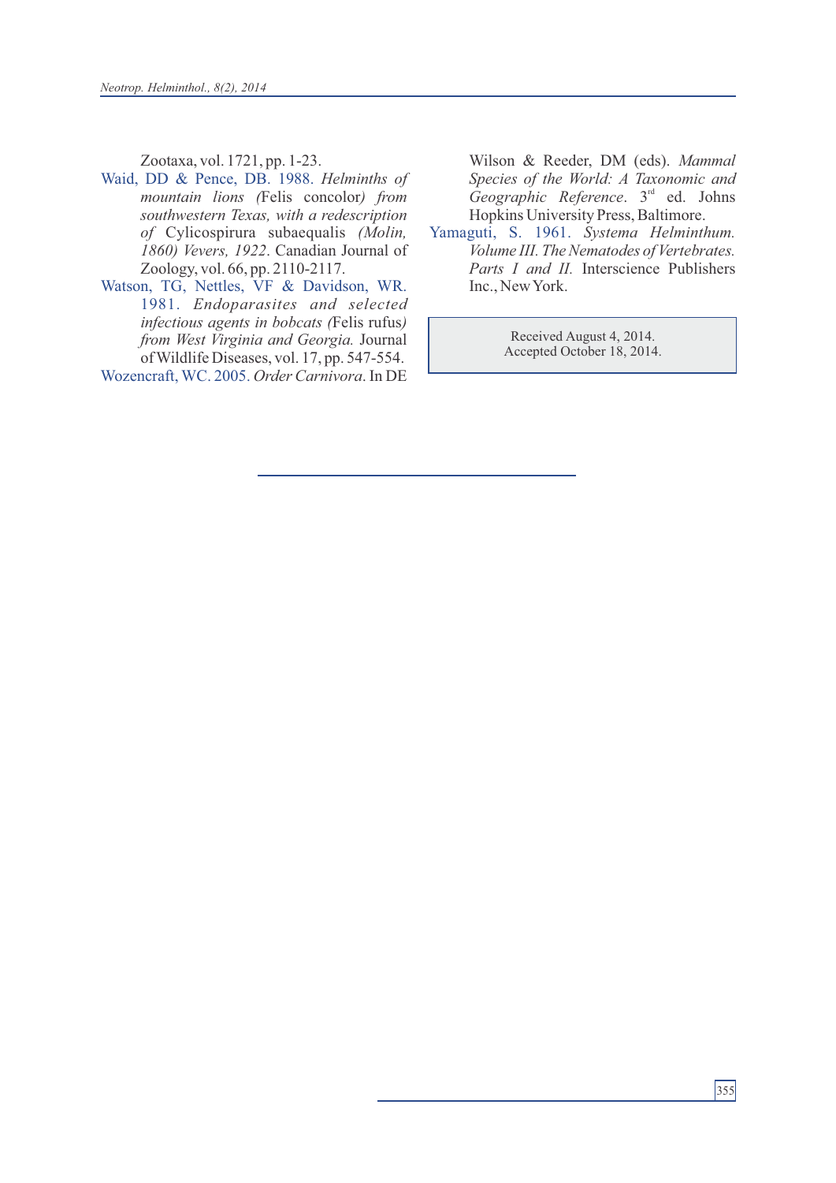Zootaxa, vol. 1721, pp. 1-23.

Waid, DD & Pence, DB. 1988. *Helminths of mountain lions (*Felis concolor*) from southwestern Texas, with a redescription of* Cylicospirura subaequalis *(Molin, 1860) Vevers, 1922*. Canadian Journal of Zoology, vol. 66, pp. 2110-2117.

Watson, TG, Nettles, VF & Davidson, WR. 1981. *Endoparasites and selected infectious agents in bobcats (*Felis rufus*) from West Virginia and Georgia.* Journal of Wildlife Diseases, vol. 17, pp. 547-554.

Wozencraft, WC. 2005. *Order Carnivora*. In DE Wilson & Reeder, DM (eds). *Mammal Species of the World: A Taxonomic and Geographic Reference*. 3rd ed. Johns Hopkins University Press, Baltimore.

Yamaguti, S. 1961. *Systema Helminthum. Volume III. The Nematodes of Vertebrates. Parts I and II.* Interscience Publishers Inc., New York.

Received August 4, 2014.
Accepted October 18, 2014.